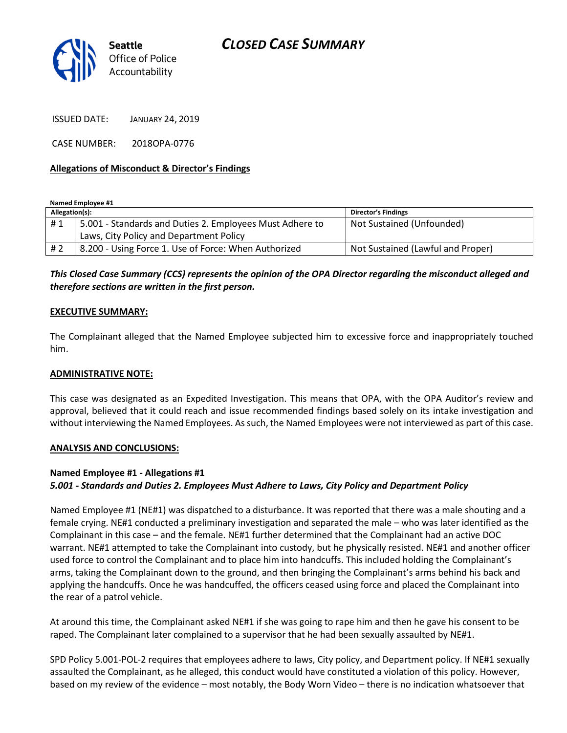Seattle Office of Police Accountability

# *CLOSED CASE SUMMARY*

ISSUED DATE: JANUARY 24, 2019

CASE NUMBER: 2018OPA-0776

**Allegations of Misconduct & Director's Findings**

**Named Employee #1**

| Allegation(s): | | Director's Findings |
|---|---|---|
| # 1 | 5.001 - Standards and Duties 2. Employees Must Adhere to Laws, City Policy and Department Policy | Not Sustained (Unfounded) |
| # 2 | 8.200 - Using Force 1. Use of Force: When Authorized | Not Sustained (Lawful and Proper) |

***This Closed Case Summary (CCS) represents the opinion of the OPA Director regarding the misconduct alleged and therefore sections are written in the first person.***

**EXECUTIVE SUMMARY:**

The Complainant alleged that the Named Employee subjected him to excessive force and inappropriately touched him.

**ADMINISTRATIVE NOTE:**

This case was designated as an Expedited Investigation. This means that OPA, with the OPA Auditor's review and approval, believed that it could reach and issue recommended findings based solely on its intake investigation and without interviewing the Named Employees. As such, the Named Employees were not interviewed as part of this case.

**ANALYSIS AND CONCLUSIONS:**

**Named Employee #1 - Allegations #1**
***5.001 - Standards and Duties 2. Employees Must Adhere to Laws, City Policy and Department Policy***

Named Employee #1 (NE#1) was dispatched to a disturbance. It was reported that there was a male shouting and a female crying. NE#1 conducted a preliminary investigation and separated the male – who was later identified as the Complainant in this case – and the female. NE#1 further determined that the Complainant had an active DOC warrant. NE#1 attempted to take the Complainant into custody, but he physically resisted. NE#1 and another officer used force to control the Complainant and to place him into handcuffs. This included holding the Complainant's arms, taking the Complainant down to the ground, and then bringing the Complainant's arms behind his back and applying the handcuffs. Once he was handcuffed, the officers ceased using force and placed the Complainant into the rear of a patrol vehicle.

At around this time, the Complainant asked NE#1 if she was going to rape him and then he gave his consent to be raped. The Complainant later complained to a supervisor that he had been sexually assaulted by NE#1.

SPD Policy 5.001-POL-2 requires that employees adhere to laws, City policy, and Department policy. If NE#1 sexually assaulted the Complainant, as he alleged, this conduct would have constituted a violation of this policy. However, based on my review of the evidence – most notably, the Body Worn Video – there is no indication whatsoever that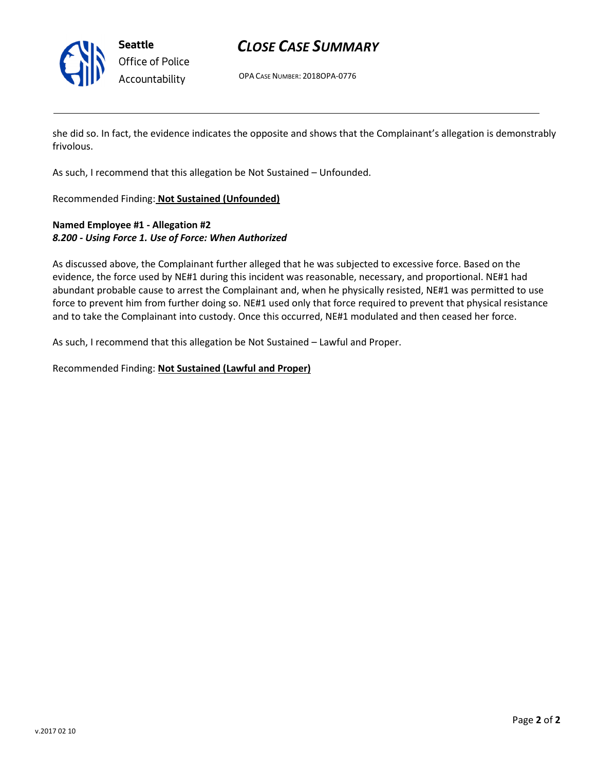she did so. In fact, the evidence indicates the opposite and shows that the Complainant's allegation is demonstrably frivolous.

As such, I recommend that this allegation be Not Sustained – Unfounded.

Recommended Finding: **Not Sustained (Unfounded)**

**Named Employee #1 - Allegation #2**
***8.200 - Using Force 1. Use of Force: When Authorized***

As discussed above, the Complainant further alleged that he was subjected to excessive force. Based on the evidence, the force used by NE#1 during this incident was reasonable, necessary, and proportional. NE#1 had abundant probable cause to arrest the Complainant and, when he physically resisted, NE#1 was permitted to use force to prevent him from further doing so. NE#1 used only that force required to prevent that physical resistance and to take the Complainant into custody. Once this occurred, NE#1 modulated and then ceased her force.

As such, I recommend that this allegation be Not Sustained – Lawful and Proper.

Recommended Finding: **Not Sustained (Lawful and Proper)**